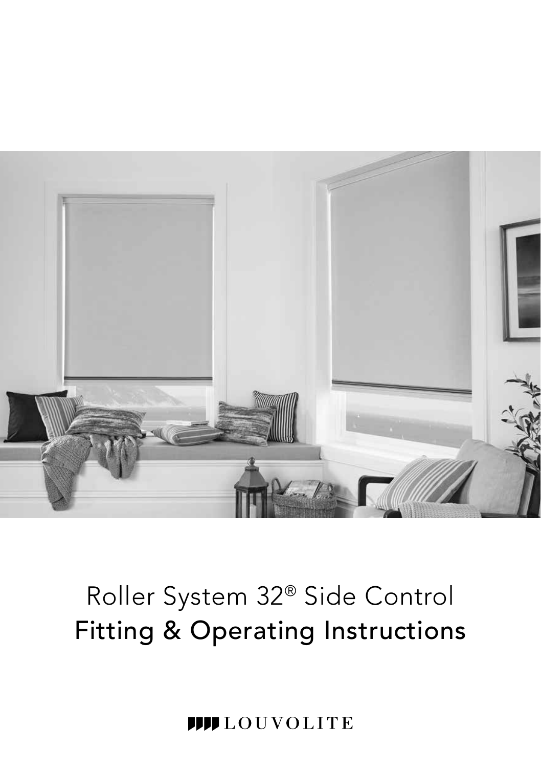# Roller System 32® Side Control
## Fitting & Operating Instructions

LOUVOLITE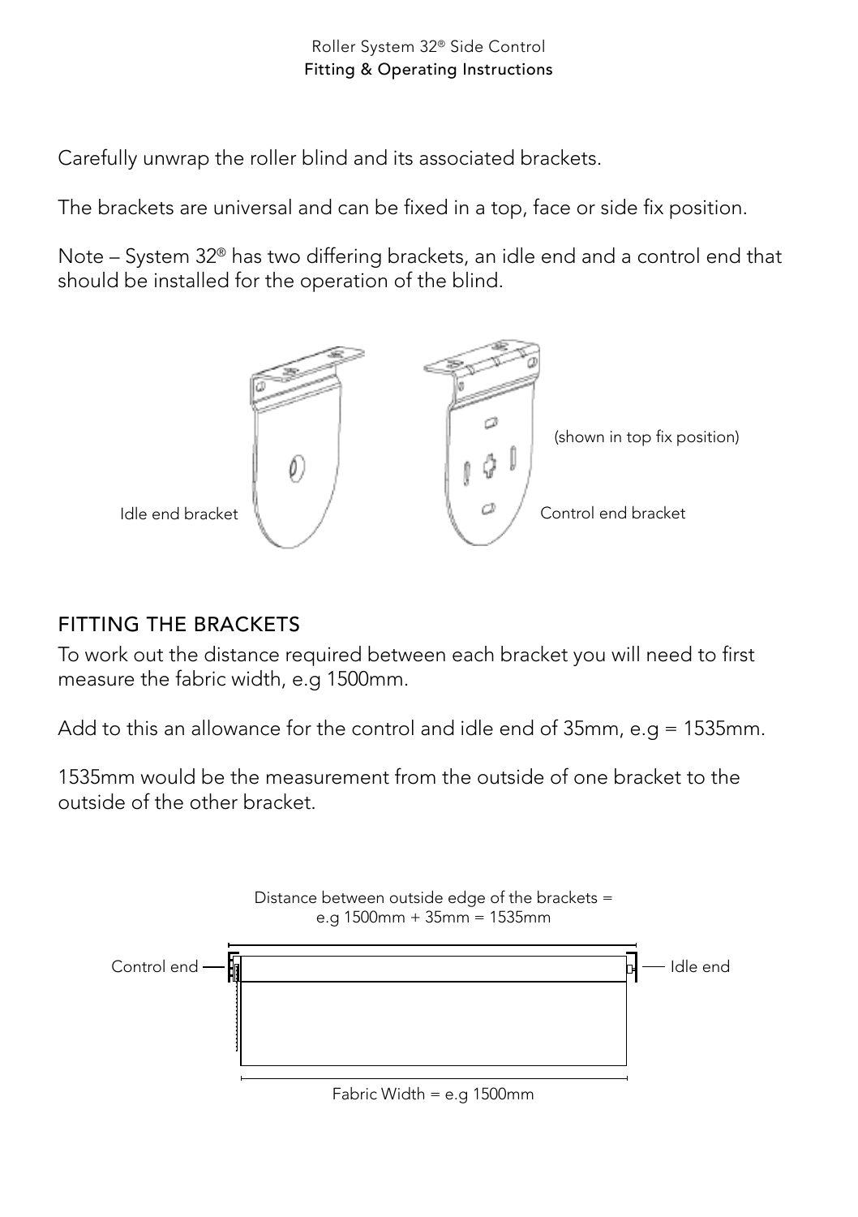Carefully unwrap the roller blind and its associated brackets.

The brackets are universal and can be fixed in a top, face or side fix position.

Note – System 32® has two differing brackets, an idle end and a control end that should be installed for the operation of the blind.

Idle end bracket

(shown in top fix position)

Control end bracket

## FITTING THE BRACKETS

To work out the distance required between each bracket you will need to first measure the fabric width, e.g 1500mm.

Add to this an allowance for the control and idle end of 35mm, e.g = 1535mm.

1535mm would be the measurement from the outside of one bracket to the outside of the other bracket.

Distance between outside edge of the brackets = e.g 1500mm + 35mm = 1535mm

Control end

Idle end

Fabric Width = e.g 1500mm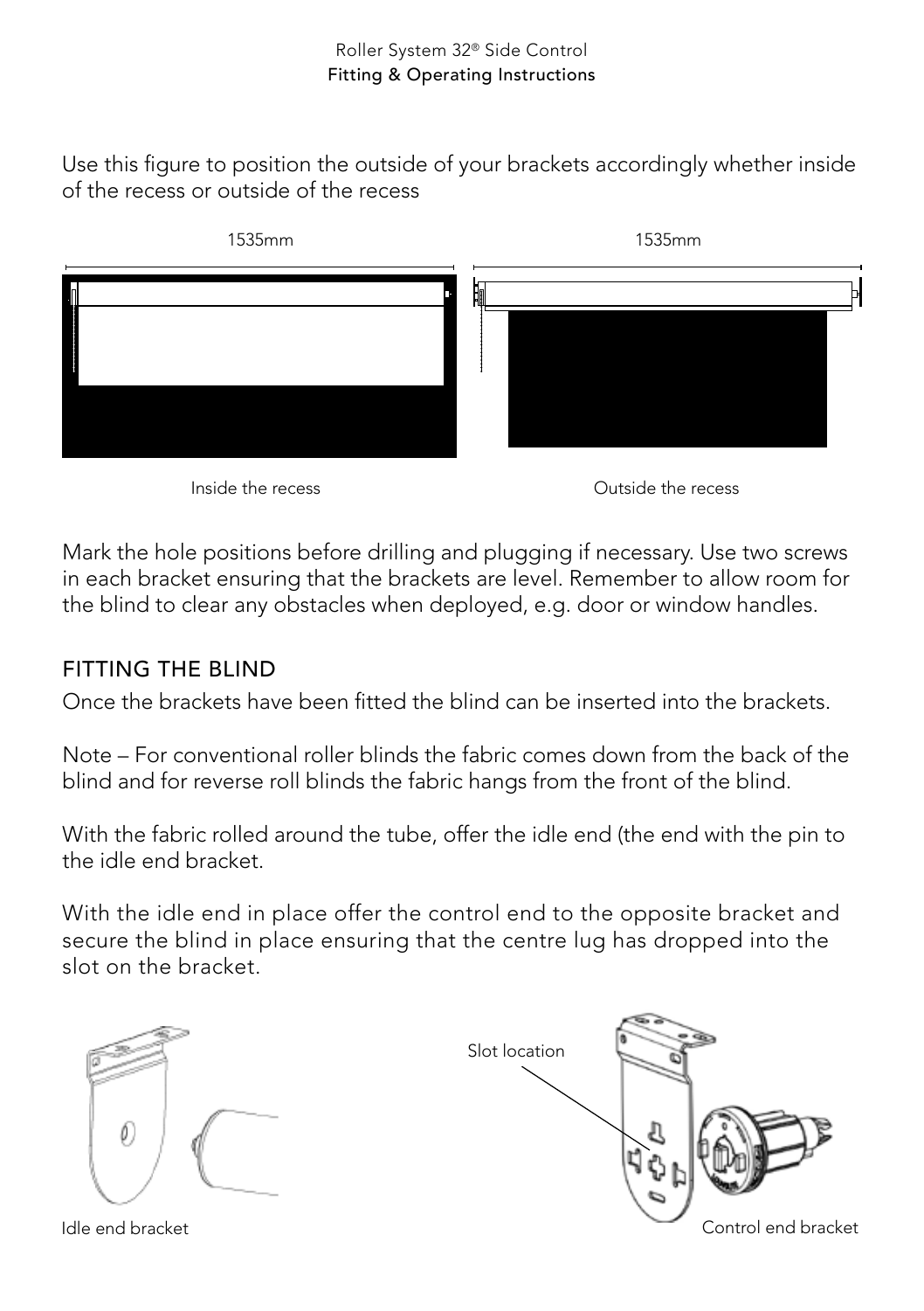Use this figure to position the outside of your brackets accordingly whether inside of the recess or outside of the recess

1535mm

1535mm

Inside the recess

Outside the recess

Mark the hole positions before drilling and plugging if necessary. Use two screws in each bracket ensuring that the brackets are level. Remember to allow room for the blind to clear any obstacles when deployed, e.g. door or window handles.

## FITTING THE BLIND

Once the brackets have been fitted the blind can be inserted into the brackets.

Note – For conventional roller blinds the fabric comes down from the back of the blind and for reverse roll blinds the fabric hangs from the front of the blind.

With the fabric rolled around the tube, offer the idle end (the end with the pin to the idle end bracket.

With the idle end in place offer the control end to the opposite bracket and secure the blind in place ensuring that the centre lug has dropped into the slot on the bracket.

Slot location

Idle end bracket

Control end bracket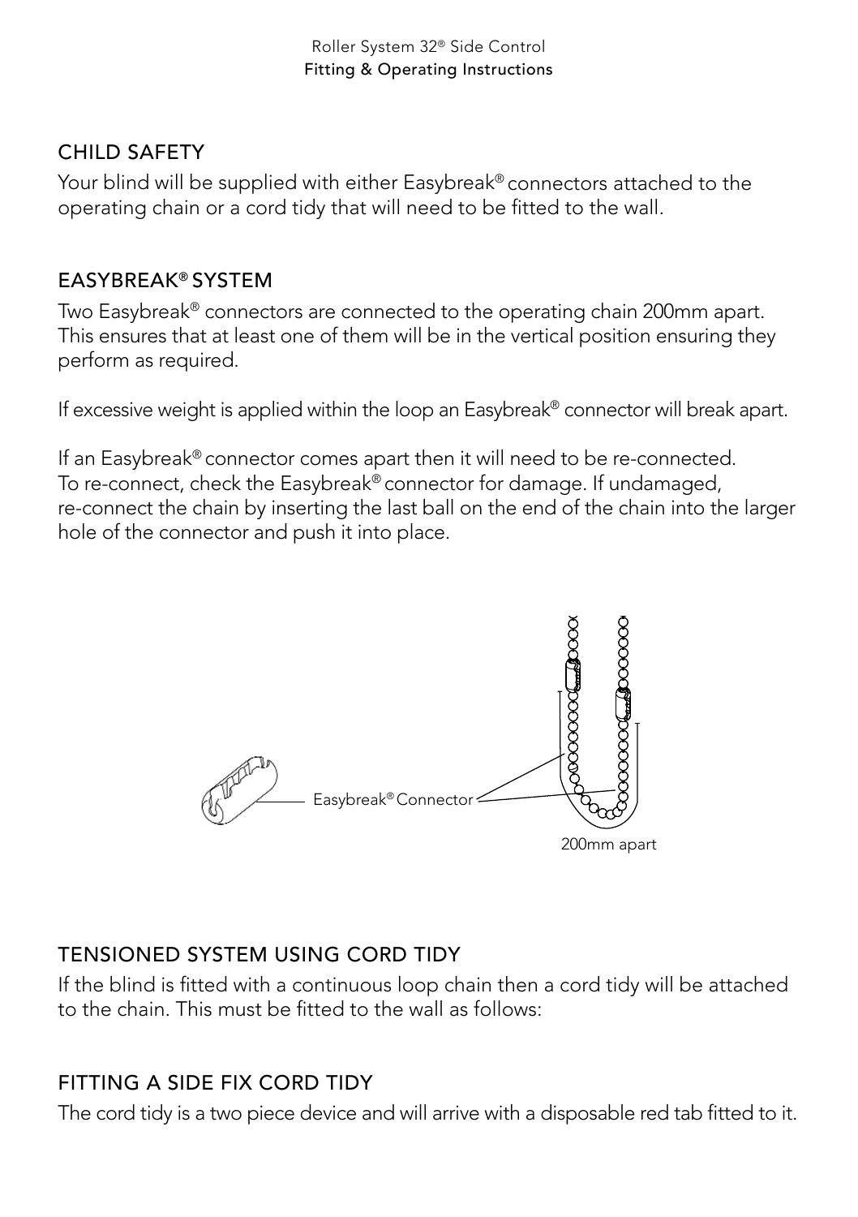## CHILD SAFETY

Your blind will be supplied with either Easybreak® connectors attached to the operating chain or a cord tidy that will need to be fitted to the wall.

## EASYBREAK® SYSTEM

Two Easybreak® connectors are connected to the operating chain 200mm apart. This ensures that at least one of them will be in the vertical position ensuring they perform as required.

If excessive weight is applied within the loop an Easybreak® connector will break apart.

If an Easybreak® connector comes apart then it will need to be re-connected. To re-connect, check the Easybreak® connector for damage. If undamaged, re-connect the chain by inserting the last ball on the end of the chain into the larger hole of the connector and push it into place.

Easybreak® Connector

200mm apart

## TENSIONED SYSTEM USING CORD TIDY

If the blind is fitted with a continuous loop chain then a cord tidy will be attached to the chain. This must be fitted to the wall as follows:

## FITTING A SIDE FIX CORD TIDY

The cord tidy is a two piece device and will arrive with a disposable red tab fitted to it.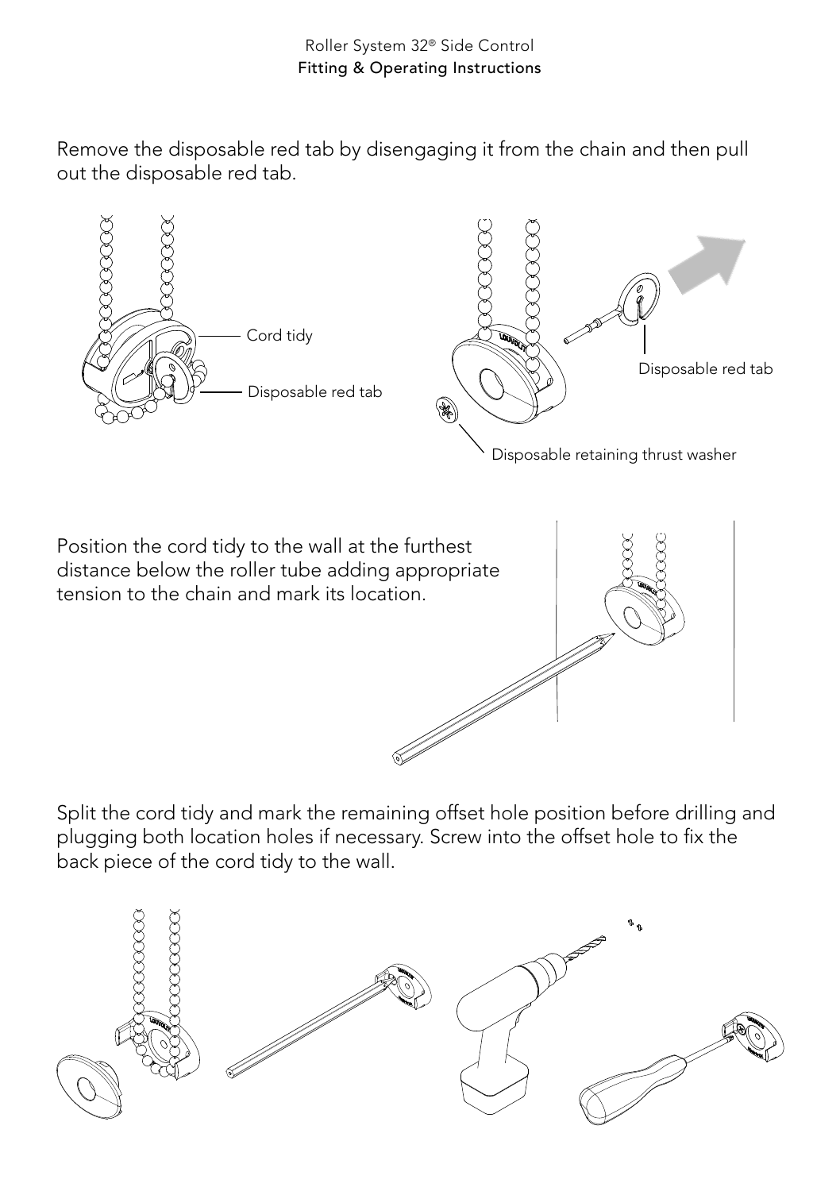Remove the disposable red tab by disengaging it from the chain and then pull out the disposable red tab.

Cord tidy

Disposable red tab

Disposable red tab

Disposable retaining thrust washer

Position the cord tidy to the wall at the furthest distance below the roller tube adding appropriate tension to the chain and mark its location.

Split the cord tidy and mark the remaining offset hole position before drilling and plugging both location holes if necessary. Screw into the offset hole to fix the back piece of the cord tidy to the wall.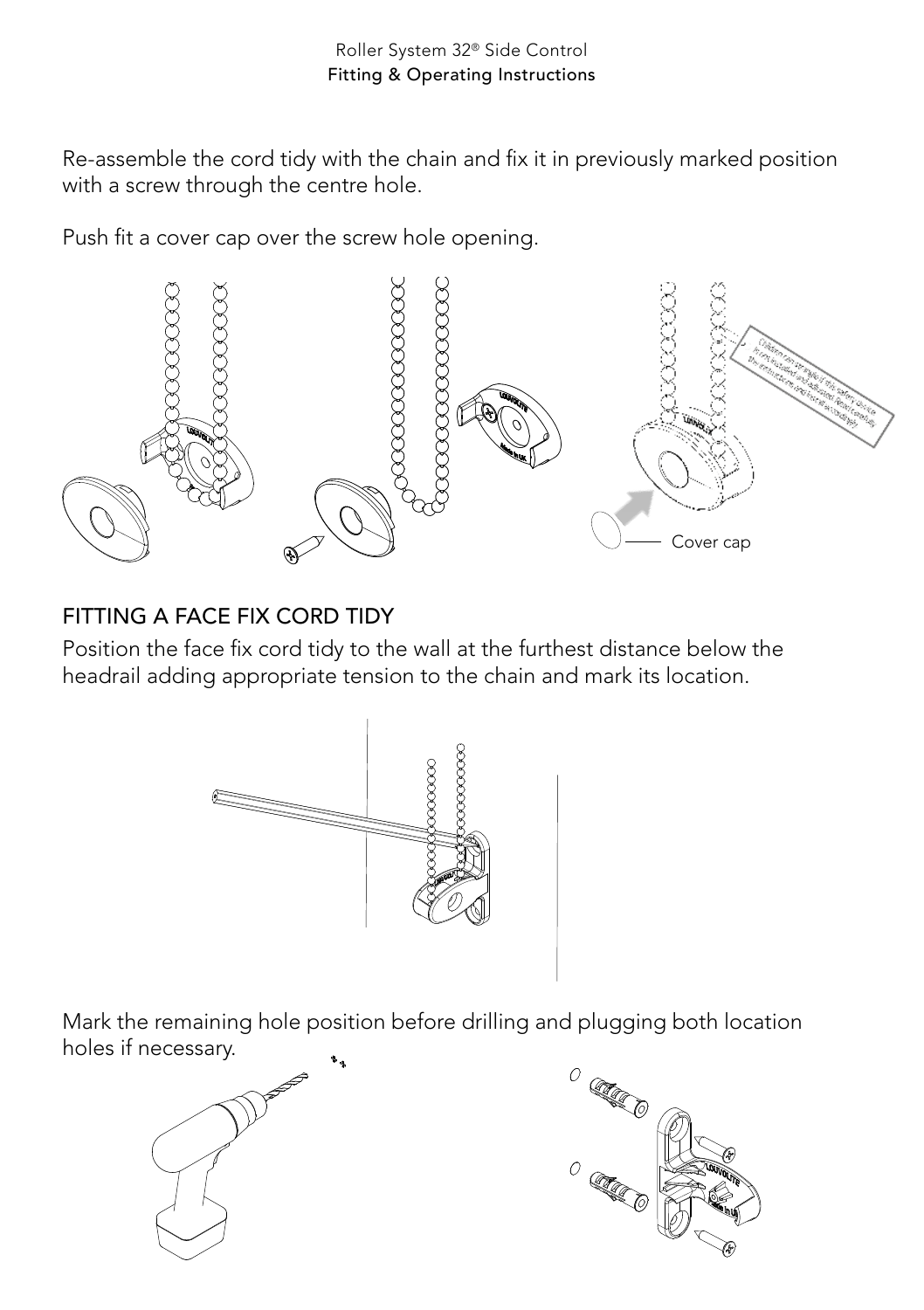Re-assemble the cord tidy with the chain and fix it in previously marked position with a screw through the centre hole.

Push fit a cover cap over the screw hole opening.

Cover cap

## FITTING A FACE FIX CORD TIDY

Position the face fix cord tidy to the wall at the furthest distance below the headrail adding appropriate tension to the chain and mark its location.

Mark the remaining hole position before drilling and plugging both location holes if necessary.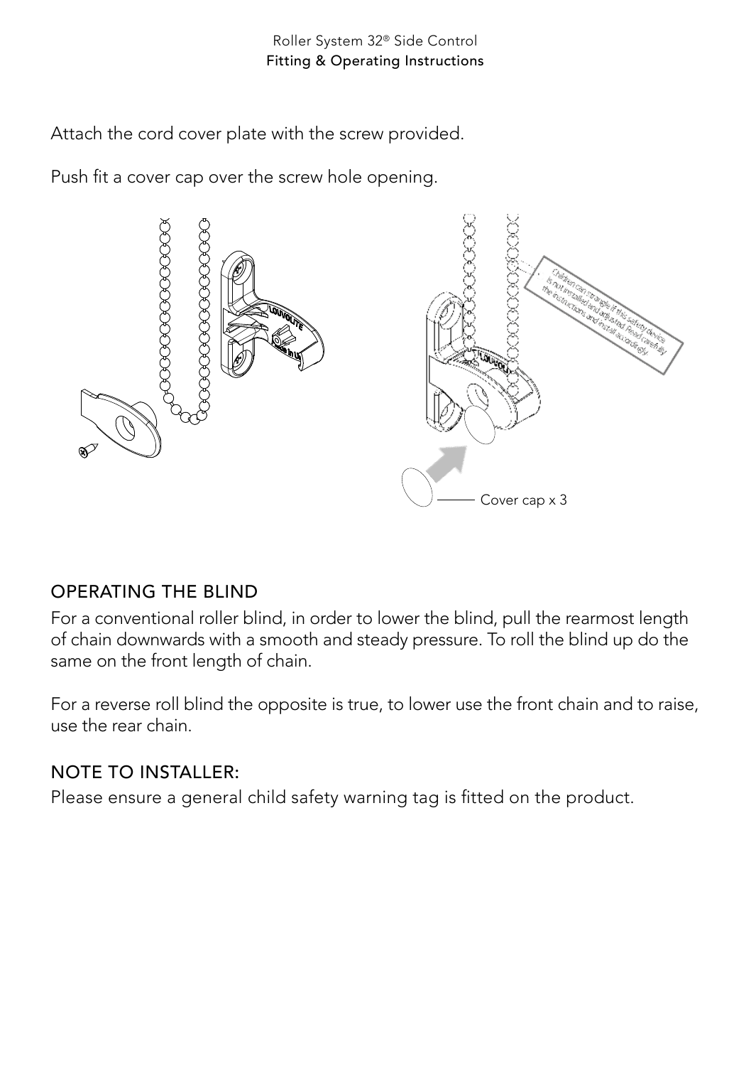Attach the cord cover plate with the screw provided.

Push fit a cover cap over the screw hole opening.

Cover cap x 3

## OPERATING THE BLIND

For a conventional roller blind, in order to lower the blind, pull the rearmost length of chain downwards with a smooth and steady pressure. To roll the blind up do the same on the front length of chain.

For a reverse roll blind the opposite is true, to lower use the front chain and to raise, use the rear chain.

## NOTE TO INSTALLER:

Please ensure a general child safety warning tag is fitted on the product.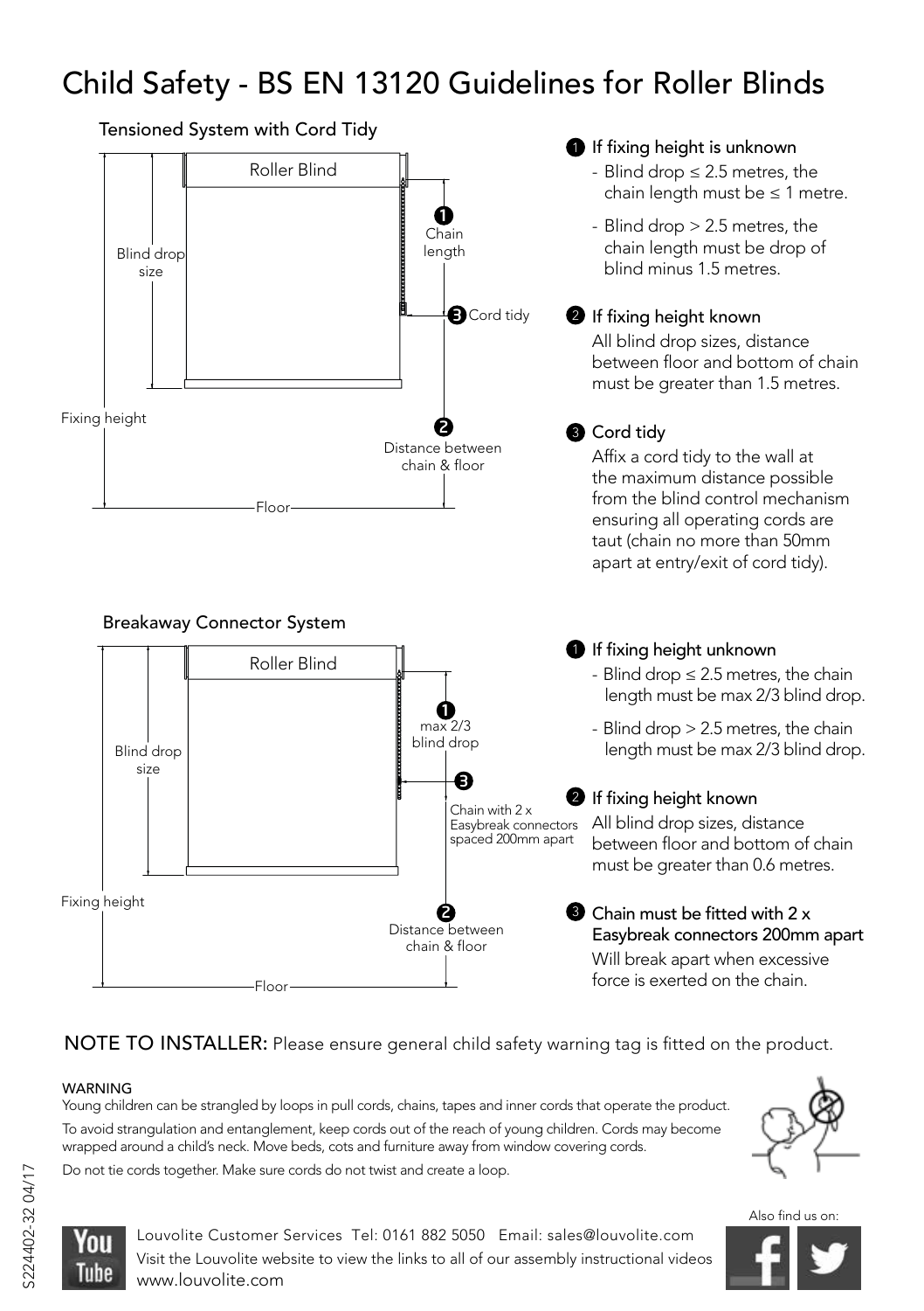# Child Safety - BS EN 13120 Guidelines for Roller Blinds

## Tensioned System with Cord Tidy

Roller Blind

Blind drop size

Chain length

Cord tidy

Fixing height

Distance between chain & floor

Floor

**1 If fixing height is unknown**

- Blind drop ≤ 2.5 metres, the chain length must be ≤ 1 metre.
- Blind drop > 2.5 metres, the chain length must be drop of blind minus 1.5 metres.

**2 If fixing height known**

All blind drop sizes, distance between floor and bottom of chain must be greater than 1.5 metres.

**3 Cord tidy**

Affix a cord tidy to the wall at the maximum distance possible from the blind control mechanism ensuring all operating cords are taut (chain no more than 50mm apart at entry/exit of cord tidy).

## Breakaway Connector System

Roller Blind

Blind drop size

max 2/3 blind drop

Chain with 2 x Easybreak connectors spaced 200mm apart

Fixing height

Distance between chain & floor

Floor

**1 If fixing height unknown**

- Blind drop ≤ 2.5 metres, the chain length must be max 2/3 blind drop.
- Blind drop > 2.5 metres, the chain length must be max 2/3 blind drop.

**2 If fixing height known**

All blind drop sizes, distance between floor and bottom of chain must be greater than 0.6 metres.

**3 Chain must be fitted with 2 x Easybreak connectors 200mm apart**

Will break apart when excessive force is exerted on the chain.

NOTE TO INSTALLER: Please ensure general child safety warning tag is fitted on the product.

WARNING

Young children can be strangled by loops in pull cords, chains, tapes and inner cords that operate the product.

To avoid strangulation and entanglement, keep cords out of the reach of young children. Cords may become wrapped around a child's neck. Move beds, cots and furniture away from window covering cords.

Do not tie cords together. Make sure cords do not twist and create a loop.

S224402-32 04/17

Louvolite Customer Services Tel: 0161 882 5050 Email: sales@louvolite.com

Visit the Louvolite website to view the links to all of our assembly instructional videos

www.louvolite.com

Also find us on: